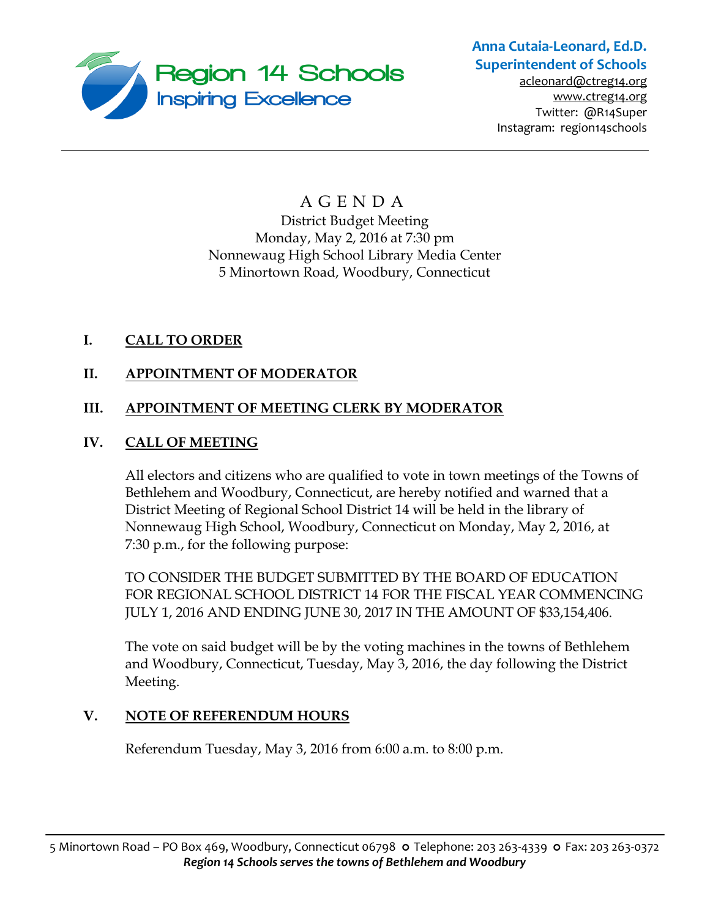**Region 14 Schools**
Inspiring Excellence

**Anna Cutaia-Leonard, Ed.D.**
**Superintendent of Schools**
acleonard@ctreg14.org
www.ctreg14.org
Twitter: @R14Super
Instagram: region14schools

---

# A G E N D A

District Budget Meeting
Monday, May 2, 2016 at 7:30 pm
Nonnewaug High School Library Media Center
5 Minortown Road, Woodbury, Connecticut

## I. CALL TO ORDER

## II. APPOINTMENT OF MODERATOR

## III. APPOINTMENT OF MEETING CLERK BY MODERATOR

## IV. CALL OF MEETING

All electors and citizens who are qualified to vote in town meetings of the Towns of Bethlehem and Woodbury, Connecticut, are hereby notified and warned that a District Meeting of Regional School District 14 will be held in the library of Nonnewaug High School, Woodbury, Connecticut on Monday, May 2, 2016, at 7:30 p.m., for the following purpose:

TO CONSIDER THE BUDGET SUBMITTED BY THE BOARD OF EDUCATION FOR REGIONAL SCHOOL DISTRICT 14 FOR THE FISCAL YEAR COMMENCING JULY 1, 2016 AND ENDING JUNE 30, 2017 IN THE AMOUNT OF $33,154,406.

The vote on said budget will be by the voting machines in the towns of Bethlehem and Woodbury, Connecticut, Tuesday, May 3, 2016, the day following the District Meeting.

## V. NOTE OF REFERENDUM HOURS

Referendum Tuesday, May 3, 2016 from 6:00 a.m. to 8:00 p.m.

---

5 Minortown Road – PO Box 469, Woodbury, Connecticut 06798 ○ Telephone: 203 263-4339 ○ Fax: 203 263-0372
*Region 14 Schools serves the towns of Bethlehem and Woodbury*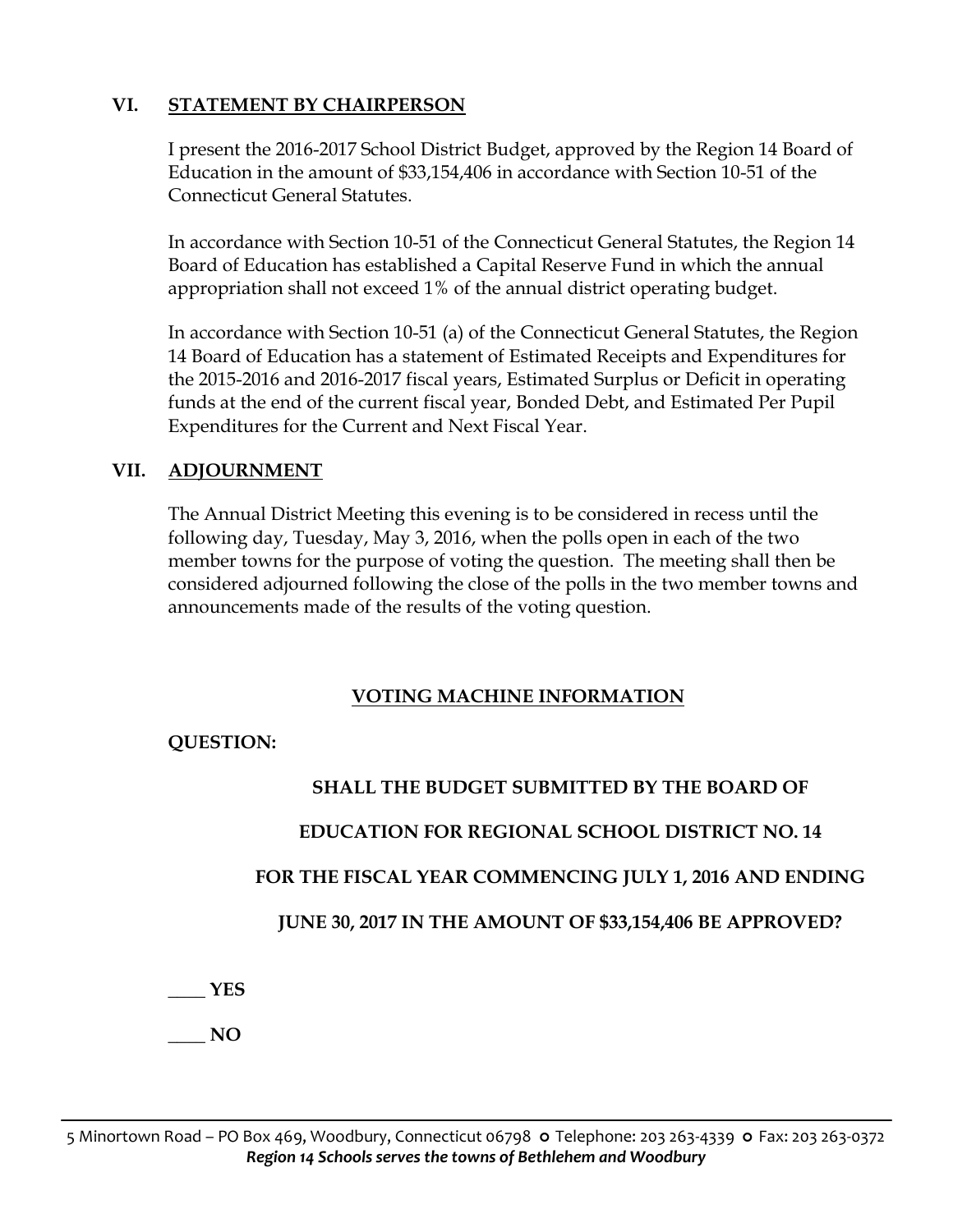## VI. STATEMENT BY CHAIRPERSON

I present the 2016-2017 School District Budget, approved by the Region 14 Board of Education in the amount of $33,154,406 in accordance with Section 10-51 of the Connecticut General Statutes.

In accordance with Section 10-51 of the Connecticut General Statutes, the Region 14 Board of Education has established a Capital Reserve Fund in which the annual appropriation shall not exceed 1% of the annual district operating budget.

In accordance with Section 10-51 (a) of the Connecticut General Statutes, the Region 14 Board of Education has a statement of Estimated Receipts and Expenditures for the 2015-2016 and 2016-2017 fiscal years, Estimated Surplus or Deficit in operating funds at the end of the current fiscal year, Bonded Debt, and Estimated Per Pupil Expenditures for the Current and Next Fiscal Year.

## VII. ADJOURNMENT

The Annual District Meeting this evening is to be considered in recess until the following day, Tuesday, May 3, 2016, when the polls open in each of the two member towns for the purpose of voting the question. The meeting shall then be considered adjourned following the close of the polls in the two member towns and announcements made of the results of the voting question.

## VOTING MACHINE INFORMATION

**QUESTION:**

**SHALL THE BUDGET SUBMITTED BY THE BOARD OF EDUCATION FOR REGIONAL SCHOOL DISTRICT NO. 14 FOR THE FISCAL YEAR COMMENCING JULY 1, 2016 AND ENDING JUNE 30, 2017 IN THE AMOUNT OF $33,154,406 BE APPROVED?**

____ **YES**

____ **NO**